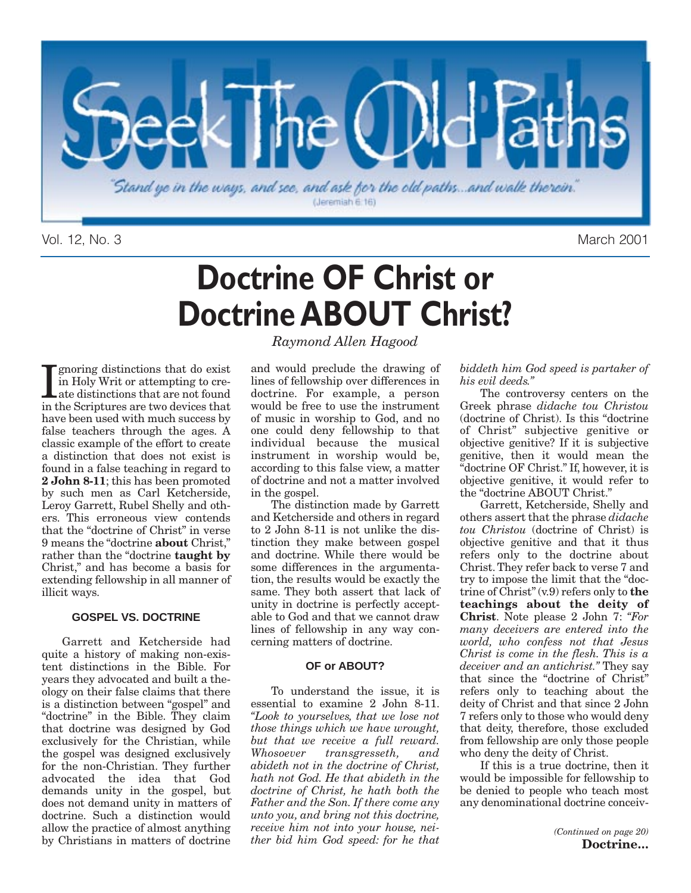# Seek The Old Paths

*"Stand ye in the ways, and see, and ask for the old paths...and walk therein."* (Jeremiah 6:16)

Vol. 12, No. 3 — March 2001

# Doctrine OF Christ or Doctrine ABOUT Christ?

*Raymond Allen Hagood*

Ignoring distinctions that do exist in Holy Writ or attempting to create distinctions that are not found in the Scriptures are two devices that have been used with much success by false teachers through the ages. A classic example of the effort to create a distinction that does not exist is found in a false teaching in regard to **2 John 8-11**; this has been promoted by such men as Carl Ketcherside, Leroy Garrett, Rubel Shelly and others. This erroneous view contends that the "doctrine of Christ" in verse 9 means the "doctrine **about** Christ," rather than the "doctrine **taught by** Christ," and has become a basis for extending fellowship in all manner of illicit ways.

### GOSPEL VS. DOCTRINE

Garrett and Ketcherside had quite a history of making non-existent distinctions in the Bible. For years they advocated and built a theology on their false claims that there is a distinction between "gospel" and "doctrine" in the Bible. They claim that doctrine was designed by God exclusively for the Christian, while the gospel was designed exclusively for the non-Christian. They further advocated the idea that God demands unity in the gospel, but does not demand unity in matters of doctrine. Such a distinction would allow the practice of almost anything by Christians in matters of doctrine and would preclude the drawing of lines of fellowship over differences in doctrine. For example, a person would be free to use the instrument of music in worship to God, and no one could deny fellowship to that individual because the musical instrument in worship would be, according to this false view, a matter of doctrine and not a matter involved in the gospel.

The distinction made by Garrett and Ketcherside and others in regard to 2 John 8-11 is not unlike the distinction they make between gospel and doctrine. While there would be some differences in the argumentation, the results would be exactly the same. They both assert that lack of unity in doctrine is perfectly acceptable to God and that we cannot draw lines of fellowship in any way concerning matters of doctrine.

### OF or ABOUT?

To understand the issue, it is essential to examine 2 John 8-11. *"Look to yourselves, that we lose not those things which we have wrought, but that we receive a full reward. Whosoever transgresseth, and abideth not in the doctrine of Christ, hath not God. He that abideth in the doctrine of Christ, he hath both the Father and the Son. If there come any unto you, and bring not this doctrine, receive him not into your house, neither bid him God speed: for he that biddeth him God speed is partaker of his evil deeds."*

The controversy centers on the Greek phrase *didache tou Christou* (doctrine of Christ). Is this "doctrine of Christ" subjective genitive or objective genitive? If it is subjective genitive, then it would mean the "doctrine OF Christ." If, however, it is objective genitive, it would refer to the "doctrine ABOUT Christ."

Garrett, Ketcherside, Shelly and others assert that the phrase *didache tou Christou* (doctrine of Christ) is objective genitive and that it thus refers only to the doctrine about Christ. They refer back to verse 7 and try to impose the limit that the "doctrine of Christ" (v.9) refers only to **the teachings about the deity of Christ**. Note please 2 John 7: *"For many deceivers are entered into the world, who confess not that Jesus Christ is come in the flesh. This is a deceiver and an antichrist."* They say that since the "doctrine of Christ" refers only to teaching about the deity of Christ and that since 2 John 7 refers only to those who would deny that deity, therefore, those excluded from fellowship are only those people who deny the deity of Christ.

If this is a true doctrine, then it would be impossible for fellowship to be denied to people who teach most any denominational doctrine conceiv-

*(Continued on page 20)* **Doctrine...**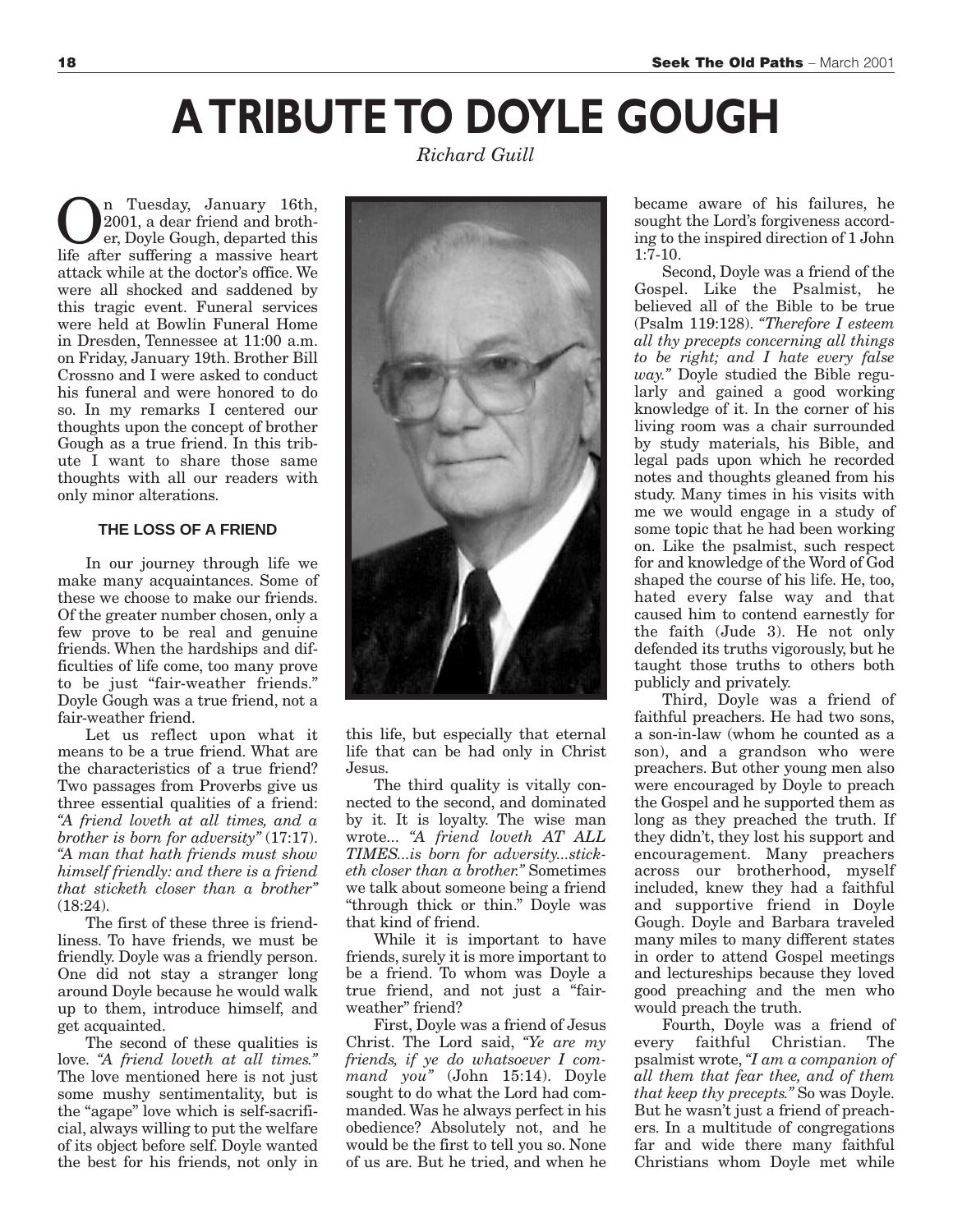# A TRIBUTE TO DOYLE GOUGH

*Richard Guill*

On Tuesday, January 16th, 2001, a dear friend and brother, Doyle Gough, departed this life after suffering a massive heart attack while at the doctor's office. We were all shocked and saddened by this tragic event. Funeral services were held at Bowlin Funeral Home in Dresden, Tennessee at 11:00 a.m. on Friday, January 19th. Brother Bill Crossno and I were asked to conduct his funeral and were honored to do so. In my remarks I centered our thoughts upon the concept of brother Gough as a true friend. In this tribute I want to share those same thoughts with all our readers with only minor alterations.

### THE LOSS OF A FRIEND

In our journey through life we make many acquaintances. Some of these we choose to make our friends. Of the greater number chosen, only a few prove to be real and genuine friends. When the hardships and difficulties of life come, too many prove to be just "fair-weather friends." Doyle Gough was a true friend, not a fair-weather friend.

Let us reflect upon what it means to be a true friend. What are the characteristics of a true friend? Two passages from Proverbs give us three essential qualities of a friend: *"A friend loveth at all times, and a brother is born for adversity"* (17:17). *"A man that hath friends must show himself friendly: and there is a friend that sticketh closer than a brother"* (18:24).

The first of these three is friendliness. To have friends, we must be friendly. Doyle was a friendly person. One did not stay a stranger long around Doyle because he would walk up to them, introduce himself, and get acquainted.

The second of these qualities is love. *"A friend loveth at all times."* The love mentioned here is not just some mushy sentimentality, but is the "agape" love which is self-sacrificial, always willing to put the welfare of its object before self. Doyle wanted the best for his friends, not only in this life, but especially that eternal life that can be had only in Christ Jesus.

The third quality is vitally connected to the second, and dominated by it. It is loyalty. The wise man wrote... *"A friend loveth AT ALL TIMES...is born for adversity...sticketh closer than a brother."* Sometimes we talk about someone being a friend "through thick or thin." Doyle was that kind of friend.

While it is important to have friends, surely it is more important to be a friend. To whom was Doyle a true friend, and not just a "fair-weather" friend?

First, Doyle was a friend of Jesus Christ. The Lord said, *"Ye are my friends, if ye do whatsoever I command you"* (John 15:14). Doyle sought to do what the Lord had commanded. Was he always perfect in his obedience? Absolutely not, and he would be the first to tell you so. None of us are. But he tried, and when he became aware of his failures, he sought the Lord's forgiveness according to the inspired direction of 1 John 1:7-10.

Second, Doyle was a friend of the Gospel. Like the Psalmist, he believed all of the Bible to be true (Psalm 119:128). *"Therefore I esteem all thy precepts concerning all things to be right; and I hate every false way."* Doyle studied the Bible regularly and gained a good working knowledge of it. In the corner of his living room was a chair surrounded by study materials, his Bible, and legal pads upon which he recorded notes and thoughts gleaned from his study. Many times in his visits with me we would engage in a study of some topic that he had been working on. Like the psalmist, such respect for and knowledge of the Word of God shaped the course of his life. He, too, hated every false way and that caused him to contend earnestly for the faith (Jude 3). He not only defended its truths vigorously, but he taught those truths to others both publicly and privately.

Third, Doyle was a friend of faithful preachers. He had two sons, a son-in-law (whom he counted as a son), and a grandson who were preachers. But other young men also were encouraged by Doyle to preach the Gospel and he supported them as long as they preached the truth. If they didn't, they lost his support and encouragement. Many preachers across our brotherhood, myself included, knew they had a faithful and supportive friend in Doyle Gough. Doyle and Barbara traveled many miles to many different states in order to attend Gospel meetings and lectureships because they loved good preaching and the men who would preach the truth.

Fourth, Doyle was a friend of every faithful Christian. The psalmist wrote, *"I am a companion of all them that fear thee, and of them that keep thy precepts."* So was Doyle. But he wasn't just a friend of preachers. In a multitude of congregations far and wide there many faithful Christians whom Doyle met while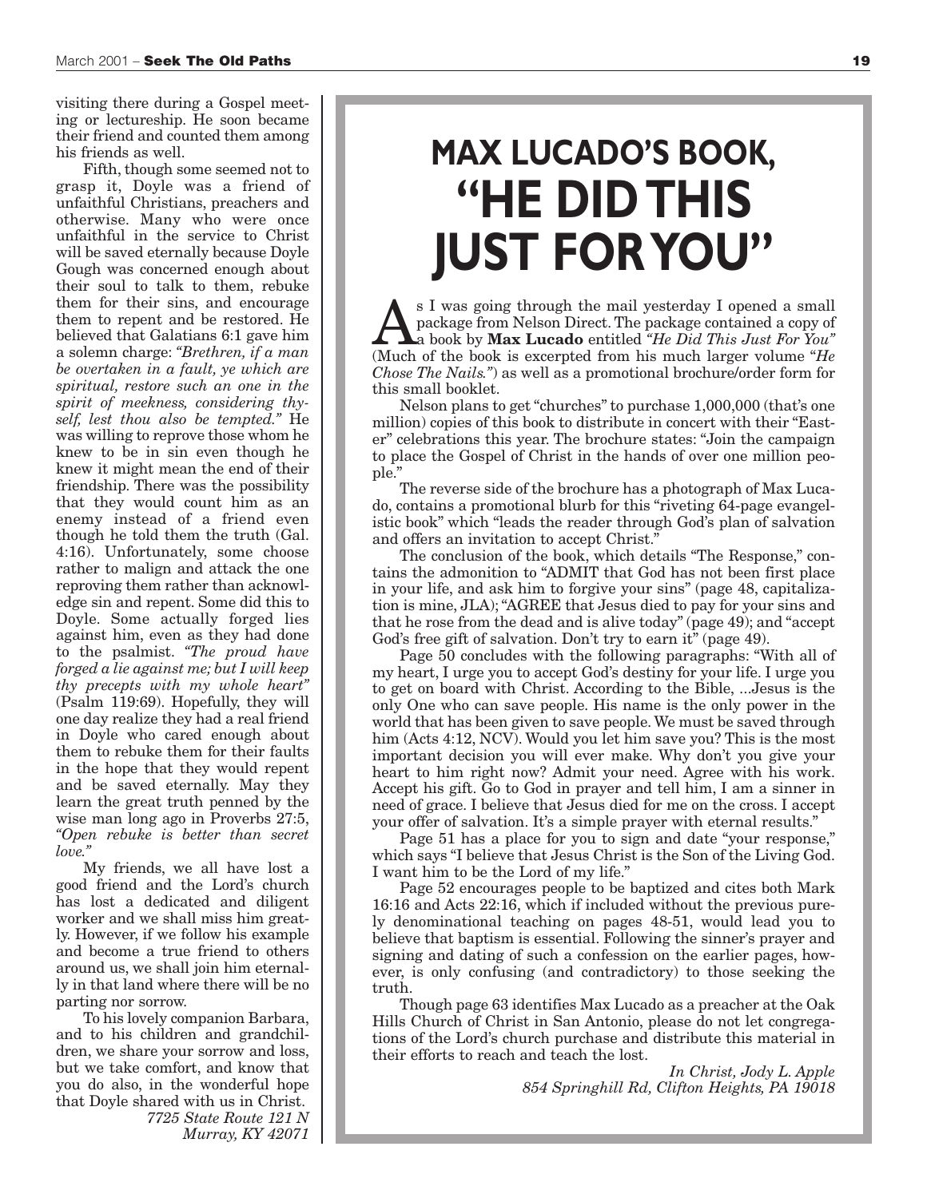visiting there during a Gospel meeting or lectureship. He soon became their friend and counted them among his friends as well.

Fifth, though some seemed not to grasp it, Doyle was a friend of unfaithful Christians, preachers and otherwise. Many who were once unfaithful in the service to Christ will be saved eternally because Doyle Gough was concerned enough about their soul to talk to them, rebuke them for their sins, and encourage them to repent and be restored. He believed that Galatians 6:1 gave him a solemn charge: *"Brethren, if a man be overtaken in a fault, ye which are spiritual, restore such an one in the spirit of meekness, considering thyself, lest thou also be tempted."* He was willing to reprove those whom he knew to be in sin even though he knew it might mean the end of their friendship. There was the possibility that they would count him as an enemy instead of a friend even though he told them the truth (Gal. 4:16). Unfortunately, some choose rather to malign and attack the one reproving them rather than acknowledge sin and repent. Some did this to Doyle. Some actually forged lies against him, even as they had done to the psalmist. *"The proud have forged a lie against me; but I will keep thy precepts with my whole heart"* (Psalm 119:69). Hopefully, they will one day realize they had a real friend in Doyle who cared enough about them to rebuke them for their faults in the hope that they would repent and be saved eternally. May they learn the great truth penned by the wise man long ago in Proverbs 27:5, *"Open rebuke is better than secret love."*

My friends, we all have lost a good friend and the Lord's church has lost a dedicated and diligent worker and we shall miss him greatly. However, if we follow his example and become a true friend to others around us, we shall join him eternally in that land where there will be no parting nor sorrow.

To his lovely companion Barbara, and to his children and grandchildren, we share your sorrow and loss, but we take comfort, and know that you do also, in the wonderful hope that Doyle shared with us in Christ.

*7725 State Route 121 N*
*Murray, KY 42071*

# MAX LUCADO'S BOOK, "HE DID THIS JUST FOR YOU"

As I was going through the mail yesterday I opened a small package from Nelson Direct. The package contained a copy of a book by **Max Lucado** entitled *"He Did This Just For You"* (Much of the book is excerpted from his much larger volume "*He Chose The Nails.*") as well as a promotional brochure/order form for this small booklet.

Nelson plans to get "churches" to purchase 1,000,000 (that's one million) copies of this book to distribute in concert with their "Easter" celebrations this year. The brochure states: "Join the campaign to place the Gospel of Christ in the hands of over one million people."

The reverse side of the brochure has a photograph of Max Lucado, contains a promotional blurb for this "riveting 64-page evangelistic book" which "leads the reader through God's plan of salvation and offers an invitation to accept Christ."

The conclusion of the book, which details "The Response," contains the admonition to "ADMIT that God has not been first place in your life, and ask him to forgive your sins" (page 48, capitalization is mine, JLA); "AGREE that Jesus died to pay for your sins and that he rose from the dead and is alive today" (page 49); and "accept God's free gift of salvation. Don't try to earn it" (page 49).

Page 50 concludes with the following paragraphs: "With all of my heart, I urge you to accept God's destiny for your life. I urge you to get on board with Christ. According to the Bible, ...Jesus is the only One who can save people. His name is the only power in the world that has been given to save people. We must be saved through him (Acts 4:12, NCV). Would you let him save you? This is the most important decision you will ever make. Why don't you give your heart to him right now? Admit your need. Agree with his work. Accept his gift. Go to God in prayer and tell him, I am a sinner in need of grace. I believe that Jesus died for me on the cross. I accept your offer of salvation. It's a simple prayer with eternal results."

Page 51 has a place for you to sign and date "your response," which says "I believe that Jesus Christ is the Son of the Living God. I want him to be the Lord of my life."

Page 52 encourages people to be baptized and cites both Mark 16:16 and Acts 22:16, which if included without the previous purely denominational teaching on pages 48-51, would lead you to believe that baptism is essential. Following the sinner's prayer and signing and dating of such a confession on the earlier pages, however, is only confusing (and contradictory) to those seeking the truth.

Though page 63 identifies Max Lucado as a preacher at the Oak Hills Church of Christ in San Antonio, please do not let congregations of the Lord's church purchase and distribute this material in their efforts to reach and teach the lost.

*In Christ, Jody L. Apple*
*854 Springhill Rd, Clifton Heights, PA 19018*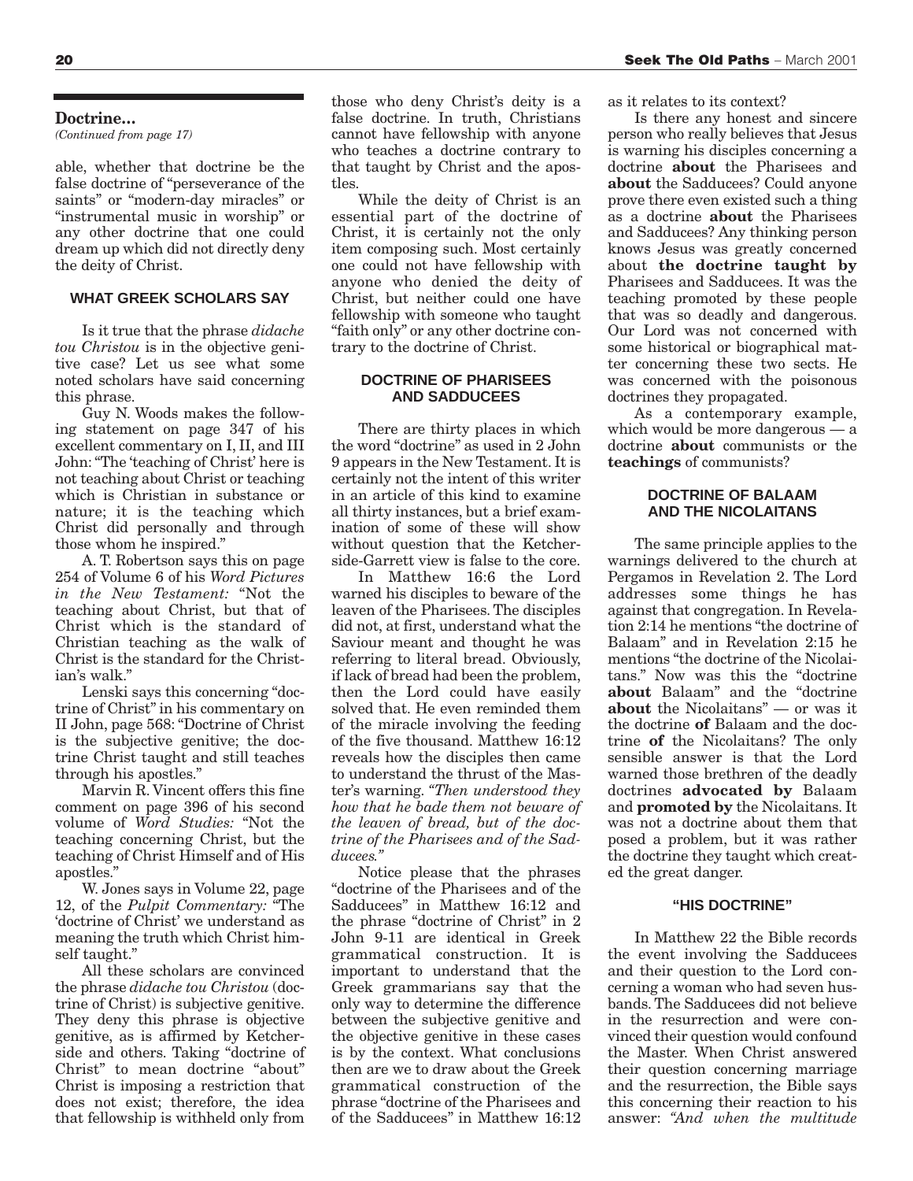**Doctrine...**

*(Continued from page 17)*

able, whether that doctrine be the false doctrine of "perseverance of the saints" or "modern-day miracles" or "instrumental music in worship" or any other doctrine that one could dream up which did not directly deny the deity of Christ.

### WHAT GREEK SCHOLARS SAY

Is it true that the phrase *didache tou Christou* is in the objective genitive case? Let us see what some noted scholars have said concerning this phrase.

Guy N. Woods makes the following statement on page 347 of his excellent commentary on I, II, and III John: "The 'teaching of Christ' here is not teaching about Christ or teaching which is Christian in substance or nature; it is the teaching which Christ did personally and through those whom he inspired."

A. T. Robertson says this on page 254 of Volume 6 of his *Word Pictures in the New Testament:* "Not the teaching about Christ, but that of Christ which is the standard of Christian teaching as the walk of Christ is the standard for the Christian's walk."

Lenski says this concerning "doctrine of Christ" in his commentary on II John, page 568: "Doctrine of Christ is the subjective genitive; the doctrine Christ taught and still teaches through his apostles."

Marvin R. Vincent offers this fine comment on page 396 of his second volume of *Word Studies:* "Not the teaching concerning Christ, but the teaching of Christ Himself and of His apostles."

W. Jones says in Volume 22, page 12, of the *Pulpit Commentary:* "The 'doctrine of Christ' we understand as meaning the truth which Christ himself taught."

All these scholars are convinced the phrase *didache tou Christou* (doctrine of Christ) is subjective genitive. They deny this phrase is objective genitive, as is affirmed by Ketcherside and others. Taking "doctrine of Christ" to mean doctrine "about" Christ is imposing a restriction that does not exist; therefore, the idea that fellowship is withheld only from those who deny Christ's deity is a false doctrine. In truth, Christians cannot have fellowship with anyone who teaches a doctrine contrary to that taught by Christ and the apostles.

While the deity of Christ is an essential part of the doctrine of Christ, it is certainly not the only item composing such. Most certainly one could not have fellowship with anyone who denied the deity of Christ, but neither could one have fellowship with someone who taught "faith only" or any other doctrine contrary to the doctrine of Christ.

### DOCTRINE OF PHARISEES AND SADDUCEES

There are thirty places in which the word "doctrine" as used in 2 John 9 appears in the New Testament. It is certainly not the intent of this writer in an article of this kind to examine all thirty instances, but a brief examination of some of these will show without question that the Ketcherside-Garrett view is false to the core.

In Matthew 16:6 the Lord warned his disciples to beware of the leaven of the Pharisees. The disciples did not, at first, understand what the Saviour meant and thought he was referring to literal bread. Obviously, if lack of bread had been the problem, then the Lord could have easily solved that. He even reminded them of the miracle involving the feeding of the five thousand. Matthew 16:12 reveals how the disciples then came to understand the thrust of the Master's warning. *"Then understood they how that he bade them not beware of the leaven of bread, but of the doctrine of the Pharisees and of the Sadducees."*

Notice please that the phrases "doctrine of the Pharisees and of the Sadducees" in Matthew 16:12 and the phrase "doctrine of Christ" in 2 John 9-11 are identical in Greek grammatical construction. It is important to understand that the Greek grammarians say that the only way to determine the difference between the subjective genitive and the objective genitive in these cases is by the context. What conclusions then are we to draw about the Greek grammatical construction of the phrase "doctrine of the Pharisees and of the Sadducees" in Matthew 16:12 as it relates to its context?

Is there any honest and sincere person who really believes that Jesus is warning his disciples concerning a doctrine **about** the Pharisees and **about** the Sadducees? Could anyone prove there even existed such a thing as a doctrine **about** the Pharisees and Sadducees? Any thinking person knows Jesus was greatly concerned about **the doctrine taught by** Pharisees and Sadducees. It was the teaching promoted by these people that was so deadly and dangerous. Our Lord was not concerned with some historical or biographical matter concerning these two sects. He was concerned with the poisonous doctrines they propagated.

As a contemporary example, which would be more dangerous — a doctrine **about** communists or the **teachings** of communists?

### DOCTRINE OF BALAAM AND THE NICOLAITANS

The same principle applies to the warnings delivered to the church at Pergamos in Revelation 2. The Lord addresses some things he has against that congregation. In Revelation 2:14 he mentions "the doctrine of Balaam" and in Revelation 2:15 he mentions "the doctrine of the Nicolaitans." Now was this the "doctrine **about** Balaam" and the "doctrine **about** the Nicolaitans" — or was it the doctrine **of** Balaam and the doctrine **of** the Nicolaitans? The only sensible answer is that the Lord warned those brethren of the deadly doctrines **advocated by** Balaam and **promoted by** the Nicolaitans. It was not a doctrine about them that posed a problem, but it was rather the doctrine they taught which created the great danger.

### "HIS DOCTRINE"

In Matthew 22 the Bible records the event involving the Sadducees and their question to the Lord concerning a woman who had seven husbands. The Sadducees did not believe in the resurrection and were convinced their question would confound the Master. When Christ answered their question concerning marriage and the resurrection, the Bible says this concerning their reaction to his answer: *"And when the multitude*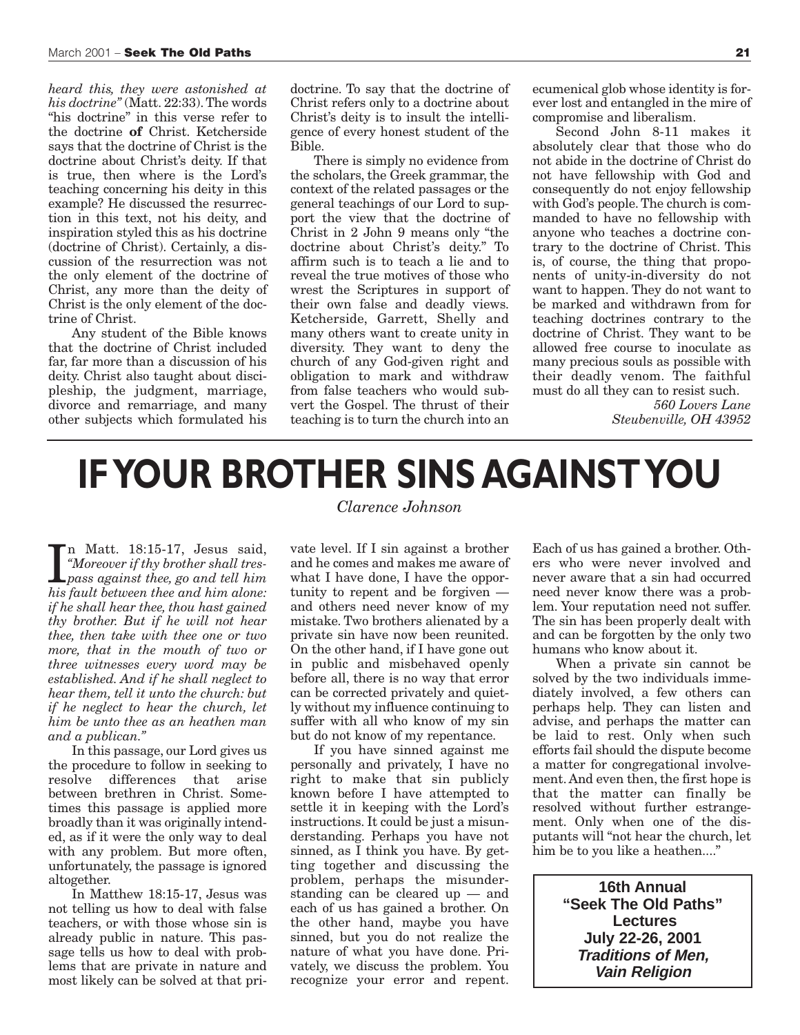*heard this, they were astonished at his doctrine"* (Matt. 22:33). The words "his doctrine" in this verse refer to the doctrine **of** Christ. Ketcherside says that the doctrine of Christ is the doctrine about Christ's deity. If that is true, then where is the Lord's teaching concerning his deity in this example? He discussed the resurrection in this text, not his deity, and inspiration styled this as his doctrine (doctrine of Christ). Certainly, a discussion of the resurrection was not the only element of the doctrine of Christ, any more than the deity of Christ is the only element of the doctrine of Christ.

Any student of the Bible knows that the doctrine of Christ included far, far more than a discussion of his deity. Christ also taught about discipleship, the judgment, marriage, divorce and remarriage, and many other subjects which formulated his doctrine. To say that the doctrine of Christ refers only to a doctrine about Christ's deity is to insult the intelligence of every honest student of the Bible.

There is simply no evidence from the scholars, the Greek grammar, the context of the related passages or the general teachings of our Lord to support the view that the doctrine of Christ in 2 John 9 means only "the doctrine about Christ's deity." To affirm such is to teach a lie and to reveal the true motives of those who wrest the Scriptures in support of their own false and deadly views. Ketcherside, Garrett, Shelly and many others want to create unity in diversity. They want to deny the church of any God-given right and obligation to mark and withdraw from false teachers who would subvert the Gospel. The thrust of their teaching is to turn the church into an ecumenical glob whose identity is forever lost and entangled in the mire of compromise and liberalism.

Second John 8-11 makes it absolutely clear that those who do not abide in the doctrine of Christ do not have fellowship with God and consequently do not enjoy fellowship with God's people. The church is commanded to have no fellowship with anyone who teaches a doctrine contrary to the doctrine of Christ. This is, of course, the thing that proponents of unity-in-diversity do not want to happen. They do not want to be marked and withdrawn from for teaching doctrines contrary to the doctrine of Christ. They want to be allowed free course to inoculate as many precious souls as possible with their deadly venom. The faithful must do all they can to resist such.

*560 Lovers Lane*
*Steubenville, OH 43952*

# IF YOUR BROTHER SINS AGAINST YOU

*Clarence Johnson*

In Matt. 18:15-17, Jesus said, *"Moreover if thy brother shall trespass against thee, go and tell him his fault between thee and him alone: if he shall hear thee, thou hast gained thy brother. But if he will not hear thee, then take with thee one or two more, that in the mouth of two or three witnesses every word may be established. And if he shall neglect to hear them, tell it unto the church: but if he neglect to hear the church, let him be unto thee as an heathen man and a publican."*

In this passage, our Lord gives us the procedure to follow in seeking to resolve differences that arise between brethren in Christ. Sometimes this passage is applied more broadly than it was originally intended, as if it were the only way to deal with any problem. But more often, unfortunately, the passage is ignored altogether.

In Matthew 18:15-17, Jesus was not telling us how to deal with false teachers, or with those whose sin is already public in nature. This passage tells us how to deal with problems that are private in nature and most likely can be solved at that private level. If I sin against a brother and he comes and makes me aware of what I have done, I have the opportunity to repent and be forgiven — and others need never know of my mistake. Two brothers alienated by a private sin have now been reunited. On the other hand, if I have gone out in public and misbehaved openly before all, there is no way that error can be corrected privately and quietly without my influence continuing to suffer with all who know of my sin but do not know of my repentance.

If you have sinned against me personally and privately, I have no right to make that sin publicly known before I have attempted to settle it in keeping with the Lord's instructions. It could be just a misunderstanding. Perhaps you have not sinned, as I think you have. By getting together and discussing the problem, perhaps the misunderstanding can be cleared up — and each of us has gained a brother. On the other hand, maybe you have sinned, but you do not realize the nature of what you have done. Privately, we discuss the problem. You recognize your error and repent. Each of us has gained a brother. Others who were never involved and never aware that a sin had occurred need never know there was a problem. Your reputation need not suffer. The sin has been properly dealt with and can be forgotten by the only two humans who know about it.

When a private sin cannot be solved by the two individuals immediately involved, a few others can perhaps help. They can listen and advise, and perhaps the matter can be laid to rest. Only when such efforts fail should the dispute become a matter for congregational involvement. And even then, the first hope is that the matter can finally be resolved without further estrangement. Only when one of the disputants will "not hear the church, let him be to you like a heathen...."

**16th Annual**
**"Seek The Old Paths"**
**Lectures**
**July 22-26, 2001**
***Traditions of Men, Vain Religion***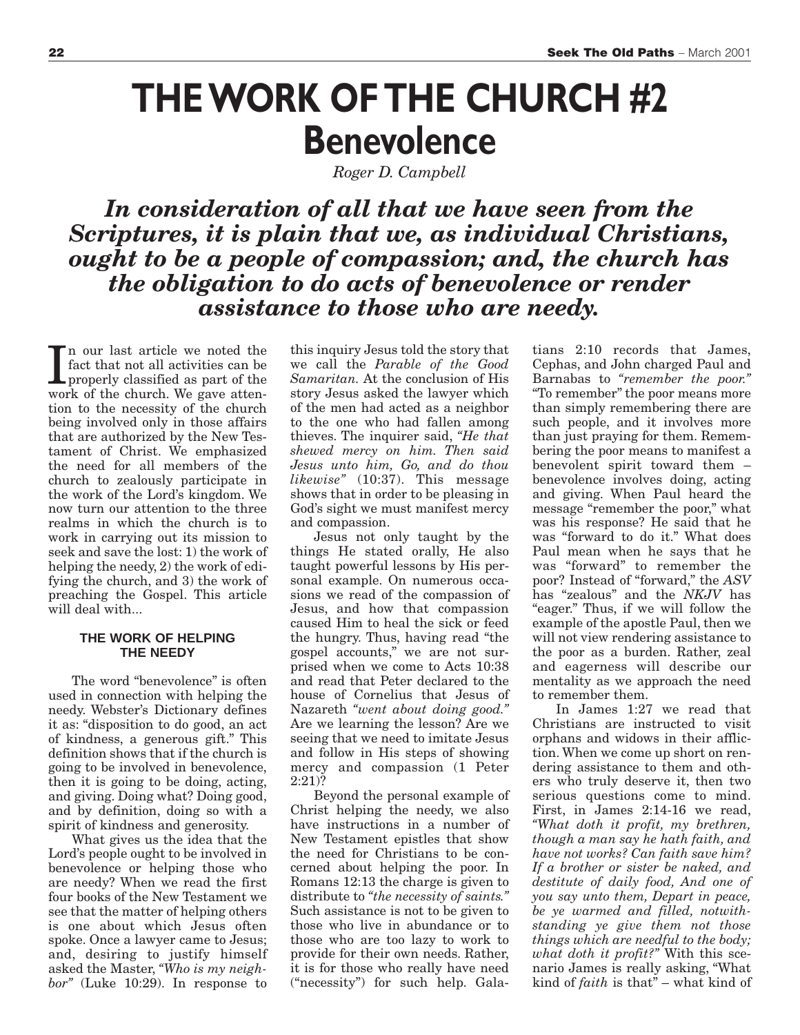# THE WORK OF THE CHURCH #2
## Benevolence

*Roger D. Campbell*

***In consideration of all that we have seen from the Scriptures, it is plain that we, as individual Christians, ought to be a people of compassion; and, the church has the obligation to do acts of benevolence or render assistance to those who are needy.***

In our last article we noted the fact that not all activities can be properly classified as part of the work of the church. We gave attention to the necessity of the church being involved only in those affairs that are authorized by the New Testament of Christ. We emphasized the need for all members of the church to zealously participate in the work of the Lord's kingdom. We now turn our attention to the three realms in which the church is to work in carrying out its mission to seek and save the lost: 1) the work of helping the needy, 2) the work of edifying the church, and 3) the work of preaching the Gospel. This article will deal with...

### THE WORK OF HELPING THE NEEDY

The word "benevolence" is often used in connection with helping the needy. Webster's Dictionary defines it as: "disposition to do good, an act of kindness, a generous gift." This definition shows that if the church is going to be involved in benevolence, then it is going to be doing, acting, and giving. Doing what? Doing good, and by definition, doing so with a spirit of kindness and generosity.

What gives us the idea that the Lord's people ought to be involved in benevolence or helping those who are needy? When we read the first four books of the New Testament we see that the matter of helping others is one about which Jesus often spoke. Once a lawyer came to Jesus; and, desiring to justify himself asked the Master, *"Who is my neighbor"* (Luke 10:29). In response to this inquiry Jesus told the story that we call the *Parable of the Good Samaritan.* At the conclusion of His story Jesus asked the lawyer which of the men had acted as a neighbor to the one who had fallen among thieves. The inquirer said, *"He that shewed mercy on him. Then said Jesus unto him, Go, and do thou likewise"* (10:37). This message shows that in order to be pleasing in God's sight we must manifest mercy and compassion.

Jesus not only taught by the things He stated orally, He also taught powerful lessons by His personal example. On numerous occasions we read of the compassion of Jesus, and how that compassion caused Him to heal the sick or feed the hungry. Thus, having read "the gospel accounts," we are not surprised when we come to Acts 10:38 and read that Peter declared to the house of Cornelius that Jesus of Nazareth *"went about doing good."* Are we learning the lesson? Are we seeing that we need to imitate Jesus and follow in His steps of showing mercy and compassion (1 Peter 2:21)?

Beyond the personal example of Christ helping the needy, we also have instructions in a number of New Testament epistles that show the need for Christians to be concerned about helping the poor. In Romans 12:13 the charge is given to distribute to *"the necessity of saints."* Such assistance is not to be given to those who live in abundance or to those who are too lazy to work to provide for their own needs. Rather, it is for those who really have need ("necessity") for such help. Galatians 2:10 records that James, Cephas, and John charged Paul and Barnabas to *"remember the poor."* "To remember" the poor means more than simply remembering there are such people, and it involves more than just praying for them. Remembering the poor means to manifest a benevolent spirit toward them – benevolence involves doing, acting and giving. When Paul heard the message "remember the poor," what was his response? He said that he was "forward to do it." What does Paul mean when he says that he was "forward" to remember the poor? Instead of "forward," the *ASV* has "zealous" and the *NKJV* has "eager." Thus, if we will follow the example of the apostle Paul, then we will not view rendering assistance to the poor as a burden. Rather, zeal and eagerness will describe our mentality as we approach the need to remember them.

In James 1:27 we read that Christians are instructed to visit orphans and widows in their affliction. When we come up short on rendering assistance to them and others who truly deserve it, then two serious questions come to mind. First, in James 2:14-16 we read, *"What doth it profit, my brethren, though a man say he hath faith, and have not works? Can faith save him? If a brother or sister be naked, and destitute of daily food, And one of you say unto them, Depart in peace, be ye warmed and filled, notwithstanding ye give them not those things which are needful to the body; what doth it profit?"* With this scenario James is really asking, "What kind of *faith* is that" – what kind of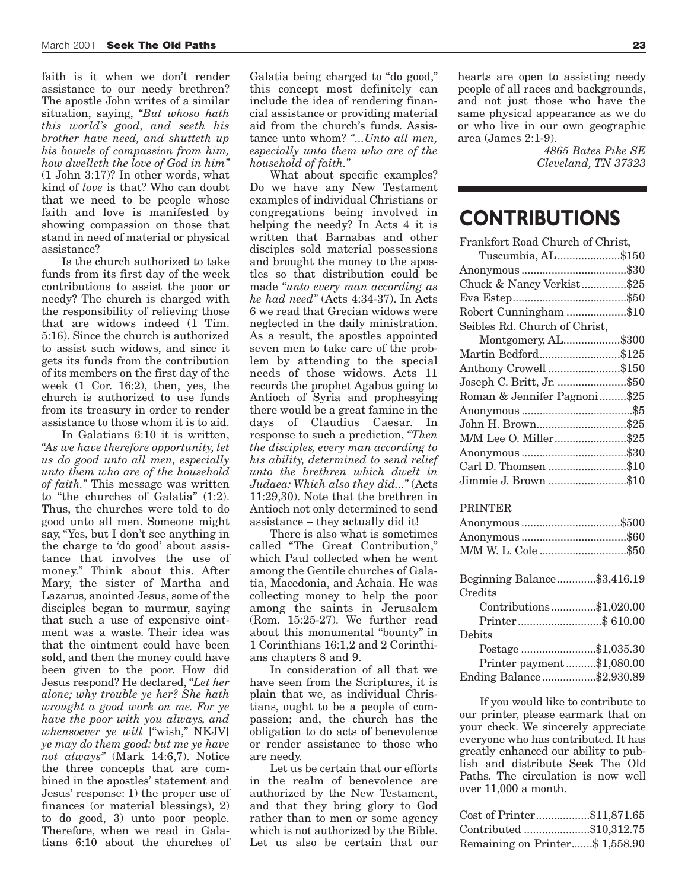faith is it when we don't render assistance to our needy brethren? The apostle John writes of a similar situation, saying, *"But whoso hath this world's good, and seeth his brother have need, and shutteth up his bowels of compassion from him, how dwelleth the love of God in him"* (1 John 3:17)? In other words, what kind of *love* is that? Who can doubt that we need to be people whose faith and love is manifested by showing compassion on those that stand in need of material or physical assistance?

Is the church authorized to take funds from its first day of the week contributions to assist the poor or needy? The church is charged with the responsibility of relieving those that are widows indeed (1 Tim. 5:16). Since the church is authorized to assist such widows, and since it gets its funds from the contribution of its members on the first day of the week (1 Cor. 16:2), then, yes, the church is authorized to use funds from its treasury in order to render assistance to those whom it is to aid.

In Galatians 6:10 it is written, *"As we have therefore opportunity, let us do good unto all men, especially unto them who are of the household of faith."* This message was written to "the churches of Galatia" (1:2). Thus, the churches were told to do good unto all men. Someone might say, "Yes, but I don't see anything in the charge to 'do good' about assistance that involves the use of money." Think about this. After Mary, the sister of Martha and Lazarus, anointed Jesus, some of the disciples began to murmur, saying that such a use of expensive ointment was a waste. Their idea was that the ointment could have been sold, and then the money could have been given to the poor. How did Jesus respond? He declared, *"Let her alone; why trouble ye her? She hath wrought a good work on me. For ye have the poor with you always, and whensoever ye will* ["wish," NKJV] *ye may do them good: but me ye have not always"* (Mark 14:6,7). Notice the three concepts that are combined in the apostles' statement and Jesus' response: 1) the proper use of finances (or material blessings), 2) to do good, 3) unto poor people. Therefore, when we read in Galatians 6:10 about the churches of Galatia being charged to "do good," this concept most definitely can include the idea of rendering financial assistance or providing material aid from the church's funds. Assistance unto whom? *"...Unto all men, especially unto them who are of the household of faith."*

What about specific examples? Do we have any New Testament examples of individual Christians or congregations being involved in helping the needy? In Acts 4 it is written that Barnabas and other disciples sold material possessions and brought the money to the apostles so that distribution could be made *"unto every man according as he had need"* (Acts 4:34-37). In Acts 6 we read that Grecian widows were neglected in the daily ministration. As a result, the apostles appointed seven men to take care of the problem by attending to the special needs of those widows. Acts 11 records the prophet Agabus going to Antioch of Syria and prophesying there would be a great famine in the days of Claudius Caesar. In response to such a prediction, *"Then the disciples, every man according to his ability, determined to send relief unto the brethren which dwelt in Judaea: Which also they did..."* (Acts 11:29,30). Note that the brethren in Antioch not only determined to send assistance – they actually did it!

There is also what is sometimes called "The Great Contribution," which Paul collected when he went among the Gentile churches of Galatia, Macedonia, and Achaia. He was collecting money to help the poor among the saints in Jerusalem (Rom. 15:25-27). We further read about this monumental "bounty" in 1 Corinthians 16:1,2 and 2 Corinthians chapters 8 and 9.

In consideration of all that we have seen from the Scriptures, it is plain that we, as individual Christians, ought to be a people of compassion; and, the church has the obligation to do acts of benevolence or render assistance to those who are needy.

Let us be certain that our efforts in the realm of benevolence are authorized by the New Testament, and that they bring glory to God rather than to men or some agency which is not authorized by the Bible. Let us also be certain that our hearts are open to assisting needy people of all races and backgrounds, and not just those who have the same physical appearance as we do or who live in our own geographic area (James 2:1-9).

*4865 Bates Pike SE*
*Cleveland, TN 37323*

# CONTRIBUTIONS

| | |
|---|---|
| Frankfort Road Church of Christ, Tuscumbia, AL | $150 |
| Anonymous | $30 |
| Chuck & Nancy Verkist | $25 |
| Eva Estep | $50 |
| Robert Cunningham | $10 |
| Seibles Rd. Church of Christ, Montgomery, AL | $300 |
| Martin Bedford | $125 |
| Anthony Crowell | $150 |
| Joseph C. Britt, Jr. | $50 |
| Roman & Jennifer Pagnoni | $25 |
| Anonymous | $5 |
| John H. Brown | $25 |
| M/M Lee O. Miller | $25 |
| Anonymous | $30 |
| Carl D. Thomsen | $10 |
| Jimmie J. Brown | $10 |

PRINTER

| | |
|---|---|
| Anonymous | $500 |
| Anonymous | $60 |
| M/M W. L. Cole | $50 |

| | |
|---|---|
| Beginning Balance | $3,416.19 |
| Credits | |
| Contributions | $1,020.00 |
| Printer | $ 610.00 |
| Debits | |
| Postage | $1,035.30 |
| Printer payment | $1,080.00 |
| Ending Balance | $2,930.89 |

If you would like to contribute to our printer, please earmark that on your check. We sincerely appreciate everyone who has contributed. It has greatly enhanced our ability to publish and distribute Seek The Old Paths. The circulation is now well over 11,000 a month.

| | |
|---|---|
| Cost of Printer | $11,871.65 |
| Contributed | $10,312.75 |
| Remaining on Printer | $ 1,558.90 |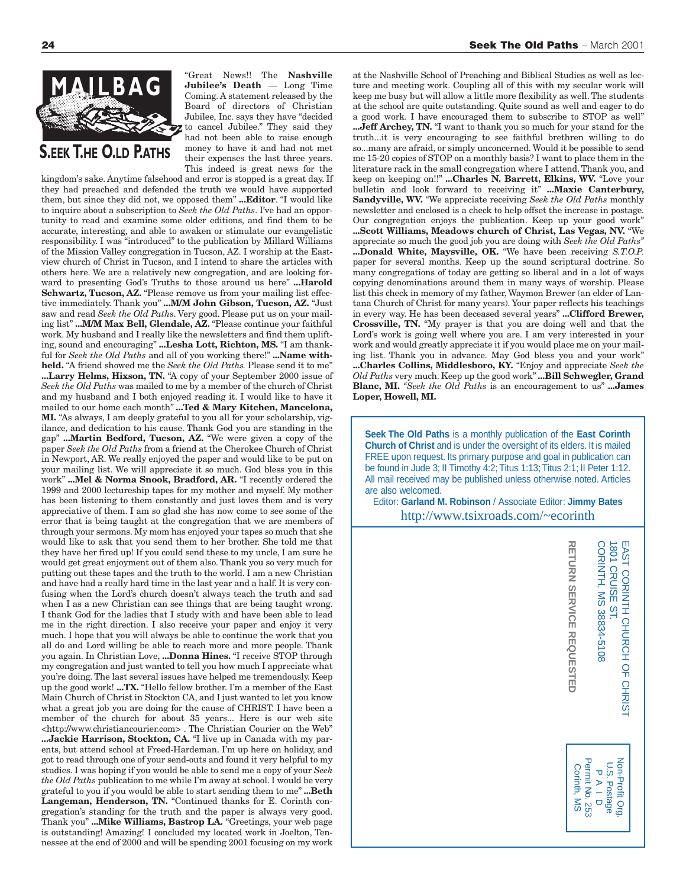# MAILBAG

S.EEK T.HE O.LD P.ATHS

"Great News!! The **Nashville Jubilee's Death** — Long Time Coming. A statement released by the Board of directors of Christian Jubilee, Inc. says they have "decided to cancel Jubilee." They said they had not been able to raise enough money to have it and had not met their expenses the last three years. This indeed is great news for the kingdom's sake. Anytime falsehood and error is stopped is a great day. If they had preached and defended the truth we would have supported them, but since they did not, we opposed them" **...Editor**. "I would like to inquire about a subscription to *Seek the Old Paths*. I've had an opportunity to read and examine some older editions, and find them to be accurate, interesting, and able to awaken or stimulate our evangelistic responsibility. I was "introduced" to the publication by Millard Williams of the Mission Valley congregation in Tucson, AZ. I worship at the Eastview church of Christ in Tucson, and I intend to share the articles with others here. We are a relatively new congregation, and are looking forward to presenting God's Truths to those around us here" **...Harold Schwartz, Tucson, AZ.** "Please remove us from your mailing list effective immediately. Thank you" **...M/M John Gibson, Tucson, AZ.** "Just saw and read *Seek the Old Paths*. Very good. Please put us on your mailing list" **...M/M Max Bell, Glendale, AZ.** "Please continue your faithful work. My husband and I really like the newsletters and find them uplifting, sound and encouraging" **...Lesha Lott, Richton, MS.** "I am thankful for *Seek the Old Paths* and all of you working there!" **...Name withheld.** "A friend showed me the *Seek the Old Paths.* Please send it to me" **...Larry Helms, Hixson, TN.** "A copy of your September 2000 issue of *Seek the Old Paths* was mailed to me by a member of the church of Christ and my husband and I both enjoyed reading it. I would like to have it mailed to our home each month" **...Ted & Mary Kitchen, Mancelona, MI.** "As always, I am deeply grateful to you all for your scholarship, vigilance, and dedication to his cause. Thank God you are standing in the gap" **...Martin Bedford, Tucson, AZ.** "We were given a copy of the paper *Seek the Old Paths* from a friend at the Cherokee Church of Christ in Newport, AR. We really enjoyed the paper and would like to be put on your mailing list. We will appreciate it so much. God bless you in this work" **...Mel & Norma Snook, Bradford, AR.** "I recently ordered the 1999 and 2000 lectureship tapes for my mother and myself. My mother has been listening to them constantly and just loves them and is very appreciative of them. I am so glad she has now come to see some of the error that is being taught at the congregation that we are members of through your sermons. My mom has enjoyed your tapes so much that she would like to ask that you send them to her brother. She told me that they have her fired up! If you could send these to my uncle, I am sure he would get great enjoyment out of them also. Thank you so very much for putting out these tapes and the truth to the world. I am a new Christian and have had a really hard time in the last year and a half. It is very confusing when the Lord's church doesn't always teach the truth and sad when I as a new Christian can see things that are being taught wrong. I thank God for the ladies that I study with and have been able to lead me in the right direction. I also receive your paper and enjoy it very much. I hope that you will always be able to continue the work that you all do and Lord willing be able to reach more and more people. Thank you again. In Christian Love, **...Donna Hines.** "I receive STOP through my congregation and just wanted to tell you how much I appreciate what you're doing. The last several issues have helped me tremendously. Keep up the good work! **...TX.** "Hello fellow brother. I'm a member of the East Main Church of Christ in Stockton CA, and I just wanted to let you know what a great job you are doing for the cause of CHRIST. I have been a member of the church for about 35 years... Here is our web site <http://www.christiancourier.com> . The Christian Courier on the Web" **...Jackie Harrison, Stockton, CA.** "I live up in Canada with my parents, but attend school at Freed-Hardeman. I'm up here on holiday, and got to read through one of your send-outs and found it very helpful to my studies. I was hoping if you would be able to send me a copy of your *Seek the Old Paths* publication to me while I'm away at school. I would be very grateful to you if you would be able to start sending them to me" **...Beth Langeman, Henderson, TN.** "Continued thanks for E. Corinth congregation's standing for the truth and the paper is always very good. Thank you" **...Mike Williams, Bastrop LA.** "Greetings, your web page is outstanding! Amazing! I concluded my located work in Joelton, Tennessee at the end of 2000 and will be spending 2001 focusing on my work at the Nashville School of Preaching and Biblical Studies as well as lecture and meeting work. Coupling all of this with my secular work will keep me busy but will allow a little more flexibility as well. The students at the school are quite outstanding. Quite sound as well and eager to do a good work. I have encouraged them to subscribe to STOP as well" **...Jeff Archey, TN.** "I want to thank you so much for your stand for the truth...it is very encouraging to see faithful brethren willing to do so...many are afraid, or simply unconcerned. Would it be possible to send me 15-20 copies of STOP on a monthly basis? I want to place them in the literature rack in the small congregation where I attend. Thank you, and keep on keeping on!!" **...Charles N. Barrett, Elkins, WV.** "Love your bulletin and look forward to receiving it" **...Maxie Canterbury, Sandyville, WV.** "We appreciate receiving *Seek the Old Paths* monthly newsletter and enclosed is a check to help offset the increase in postage. Our congregation enjoys the publication. Keep up your good work" **...Scott Williams, Meadows church of Christ, Las Vegas, NV.** "We appreciate so much the good job you are doing with *Seek the Old Paths"* **...Donald White, Maysville, OK.** "We have been receiving *S.T.O.P.* paper for several months. Keep up the sound scriptural doctrine. So many congregations of today are getting so liberal and in a lot of ways copying denominations around them in many ways of worship. Please list this check in memory of my father, Waymon Brewer (an elder of Lantana Church of Christ for many years). Your paper reflects his teachings in every way. He has been deceased several years" **...Clifford Brewer, Crossville, TN.** "My prayer is that you are doing well and that the Lord's work is going well where you are. I am very interested in your work and would greatly appreciate it if you would place me on your mailing list. Thank you in advance. May God bless you and your work" **...Charles Collins, Middlesboro, KY.** "Enjoy and appreciate *Seek the Old Paths* very much. Keep up the good work" **...Bill Schwegler, Grand Blanc, MI.** *"Seek the Old Paths* is an encouragement to us" **...James Loper, Howell, MI.**

---

**Seek The Old Paths** is a monthly publication of the **East Corinth Church of Christ** and is under the oversight of its elders. It is mailed FREE upon request. Its primary purpose and goal in publication can be found in Jude 3; II Timothy 4:2; Titus 1:13; Titus 2:1; II Peter 1:12. All mail received may be published unless otherwise noted. Articles are also welcomed.

Editor: **Garland M. Robinson** / Associate Editor: **Jimmy Bates**

http://www.tsixroads.com/~ecorinth

EAST CORINTH CHURCH OF CHRIST
1801 CRUISE ST.
CORINTH, MS 38834-5108

RETURN SERVICE REQUESTED

Non-Profit Org.
U.S. Postage
P A I D
Permit No. 253
Corinth, MS